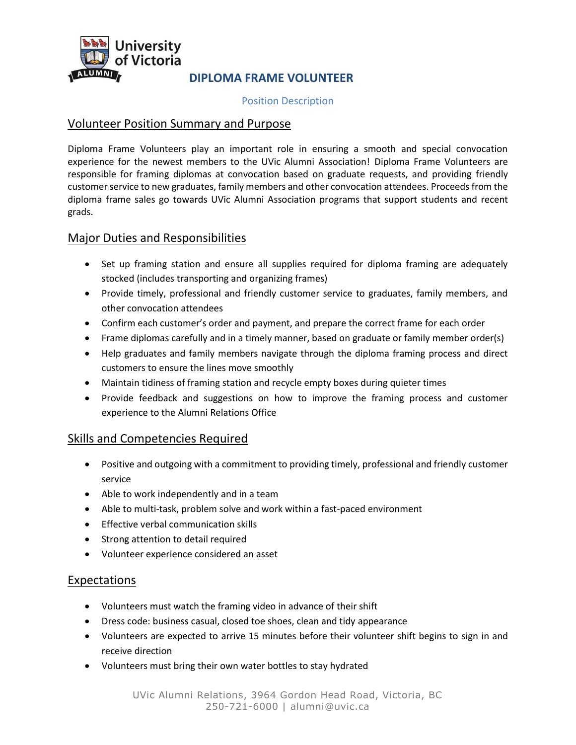University of Victoria ALUMNI

# DIPLOMA FRAME VOLUNTEER

Position Description

## Volunteer Position Summary and Purpose

Diploma Frame Volunteers play an important role in ensuring a smooth and special convocation experience for the newest members to the UVic Alumni Association! Diploma Frame Volunteers are responsible for framing diplomas at convocation based on graduate requests, and providing friendly customer service to new graduates, family members and other convocation attendees. Proceeds from the diploma frame sales go towards UVic Alumni Association programs that support students and recent grads.

## Major Duties and Responsibilities

- Set up framing station and ensure all supplies required for diploma framing are adequately stocked (includes transporting and organizing frames)
- Provide timely, professional and friendly customer service to graduates, family members, and other convocation attendees
- Confirm each customer's order and payment, and prepare the correct frame for each order
- Frame diplomas carefully and in a timely manner, based on graduate or family member order(s)
- Help graduates and family members navigate through the diploma framing process and direct customers to ensure the lines move smoothly
- Maintain tidiness of framing station and recycle empty boxes during quieter times
- Provide feedback and suggestions on how to improve the framing process and customer experience to the Alumni Relations Office

## Skills and Competencies Required

- Positive and outgoing with a commitment to providing timely, professional and friendly customer service
- Able to work independently and in a team
- Able to multi-task, problem solve and work within a fast-paced environment
- Effective verbal communication skills
- Strong attention to detail required
- Volunteer experience considered an asset

## Expectations

- Volunteers must watch the framing video in advance of their shift
- Dress code: business casual, closed toe shoes, clean and tidy appearance
- Volunteers are expected to arrive 15 minutes before their volunteer shift begins to sign in and receive direction
- Volunteers must bring their own water bottles to stay hydrated

UVic Alumni Relations, 3964 Gordon Head Road, Victoria, BC
250-721-6000 | alumni@uvic.ca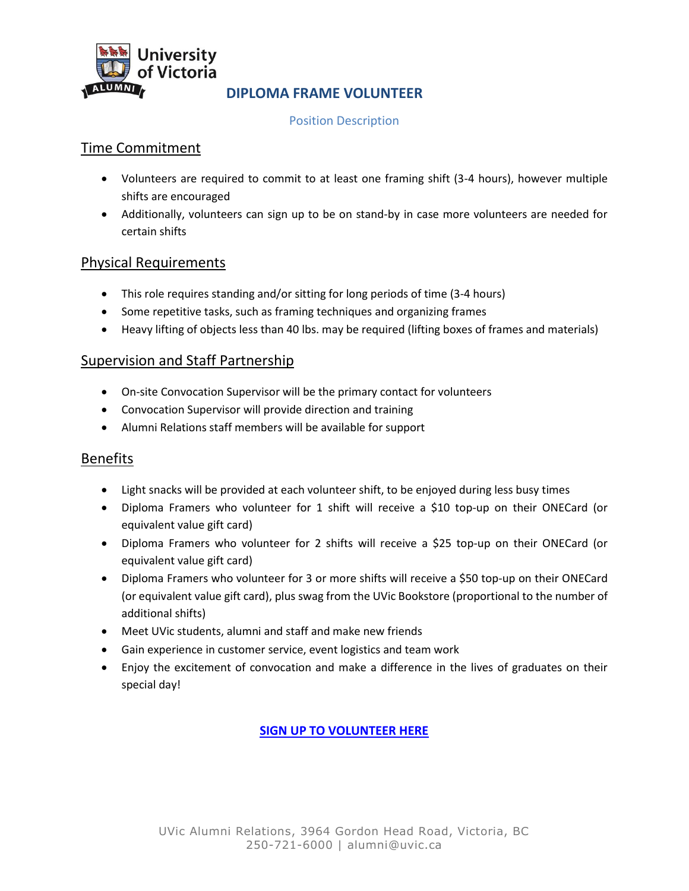University of Victoria ALUMNI

# DIPLOMA FRAME VOLUNTEER

Position Description

## Time Commitment

- Volunteers are required to commit to at least one framing shift (3-4 hours), however multiple shifts are encouraged
- Additionally, volunteers can sign up to be on stand-by in case more volunteers are needed for certain shifts

## Physical Requirements

- This role requires standing and/or sitting for long periods of time (3-4 hours)
- Some repetitive tasks, such as framing techniques and organizing frames
- Heavy lifting of objects less than 40 lbs. may be required (lifting boxes of frames and materials)

## Supervision and Staff Partnership

- On-site Convocation Supervisor will be the primary contact for volunteers
- Convocation Supervisor will provide direction and training
- Alumni Relations staff members will be available for support

## Benefits

- Light snacks will be provided at each volunteer shift, to be enjoyed during less busy times
- Diploma Framers who volunteer for 1 shift will receive a $10 top-up on their ONECard (or equivalent value gift card)
- Diploma Framers who volunteer for 2 shifts will receive a $25 top-up on their ONECard (or equivalent value gift card)
- Diploma Framers who volunteer for 3 or more shifts will receive a $50 top-up on their ONECard (or equivalent value gift card), plus swag from the UVic Bookstore (proportional to the number of additional shifts)
- Meet UVic students, alumni and staff and make new friends
- Gain experience in customer service, event logistics and team work
- Enjoy the excitement of convocation and make a difference in the lives of graduates on their special day!

**SIGN UP TO VOLUNTEER HERE**

UVic Alumni Relations, 3964 Gordon Head Road, Victoria, BC
250-721-6000 | alumni@uvic.ca